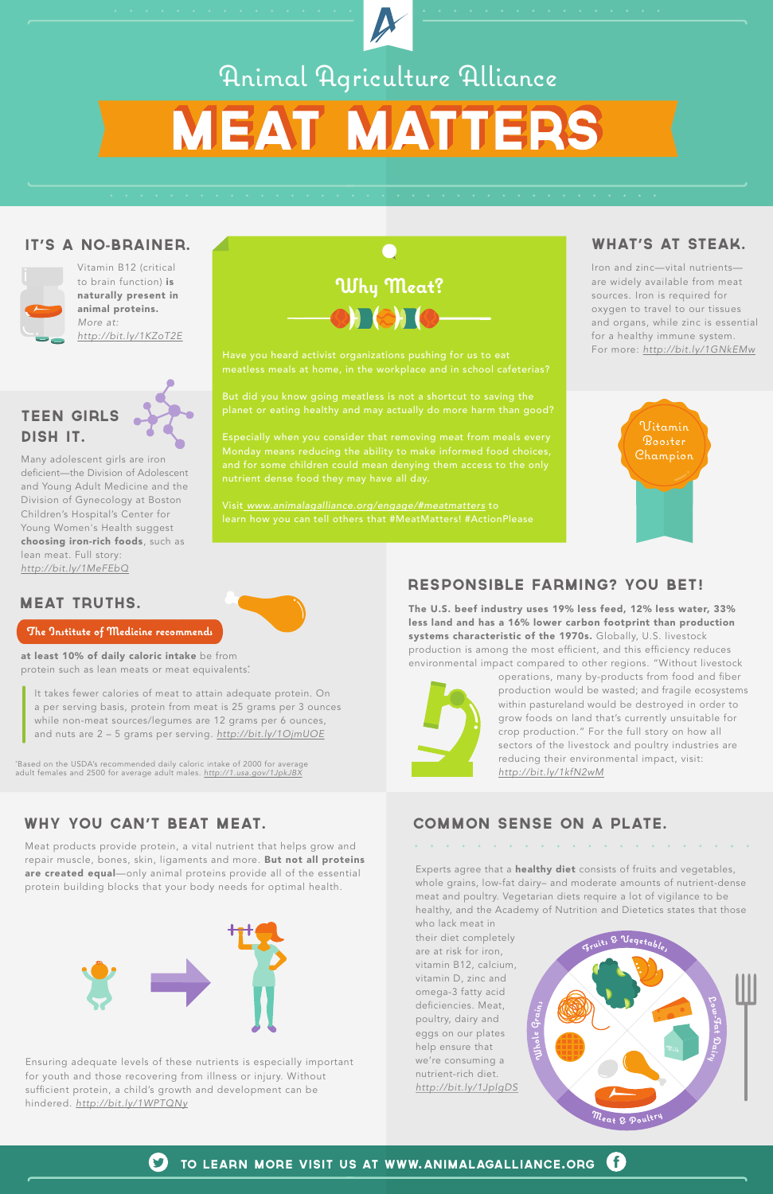# Animal Agriculture Alliance

# MEAT MATTERS

## IT'S A NO-BRAINER.

Vitamin B12 (critical to brain function) **is naturally present in animal proteins.** *More at:* http://bit.ly/1KZoT2E

## Why Meat?

Have you heard activist organizations pushing for us to eat meatless meals at home, in the workplace and in school cafeterias?

But did you know going meatless is not a shortcut to saving the planet or eating healthy and may actually do more harm than good?

Especially when you consider that removing meat from meals every Monday means reducing the ability to make informed food choices, and for some children could mean denying them access to the only nutrient dense food they may have all day.

Visit www.animalagalliance.org/engage/#meatmatters to learn how you can tell others that #MeatMatters! #ActionPlease

## WHAT'S AT STEAK.

Iron and zinc—vital nutrients—are widely available from meat sources. Iron is required for oxygen to travel to our tissues and organs, while zinc is essential for a healthy immune system. For more: http://bit.ly/1GNkEMw

Vitamin Booster Champion

## TEEN GIRLS DISH IT.

Many adolescent girls are iron deficient—the Division of Adolescent and Young Adult Medicine and the Division of Gynecology at Boston Children's Hospital's Center for Young Women's Health suggest **choosing iron-rich foods**, such as lean meat. Full story: http://bit.ly/1MeFEbQ

## MEAT TRUTHS.

The Institute of Medicine recommends

**at least 10% of daily caloric intake** be from protein such as lean meats or meat equivalents.*

It takes fewer calories of meat to attain adequate protein. On a per serving basis, protein from meat is 25 grams per 3 ounces while non-meat sources/legumes are 12 grams per 6 ounces, and nuts are 2 – 5 grams per serving. http://bit.ly/1OjmUOE

*Based on the USDA's recommended daily caloric intake of 2000 for average adult females and 2500 for average adult males. http://1.usa.gov/1JpkJBX

## RESPONSIBLE FARMING? YOU BET!

**The U.S. beef industry uses 19% less feed, 12% less water, 33% less land and has a 16% lower carbon footprint than production systems characteristic of the 1970s.** Globally, U.S. livestock production is among the most efficient, and this efficiency reduces environmental impact compared to other regions. "Without livestock operations, many by-products from food and fiber production would be wasted; and fragile ecosystems within pastureland would be destroyed in order to grow foods on land that's currently unsuitable for crop production." For the full story on how all sectors of the livestock and poultry industries are reducing their environmental impact, visit: http://bit.ly/1kfN2wM

## WHY YOU CAN'T BEAT MEAT.

Meat products provide protein, a vital nutrient that helps grow and repair muscle, bones, skin, ligaments and more. **But not all proteins are created equal**—only animal proteins provide all of the essential protein building blocks that your body needs for optimal health.

Ensuring adequate levels of these nutrients is especially important for youth and those recovering from illness or injury. Without sufficient protein, a child's growth and development can be hindered. http://bit.ly/1WPTQNy

## COMMON SENSE ON A PLATE.

Experts agree that a **healthy diet** consists of fruits and vegetables, whole grains, low-fat dairy– and moderate amounts of nutrient-dense meat and poultry. Vegetarian diets require a lot of vigilance to be healthy, and the Academy of Nutrition and Dietetics states that those who lack meat in their diet completely are at risk for iron, vitamin B12, calcium, vitamin D, zinc and omega-3 fatty acid deficiencies. Meat, poultry, dairy and eggs on our plates help ensure that we're consuming a nutrient-rich diet. http://bit.ly/1JplgDS

Fruits & Vegetables · Low-Fat Dairy · Meat & Poultry · Whole Grains

TO LEARN MORE VISIT US AT WWW.ANIMALAGALLIANCE.ORG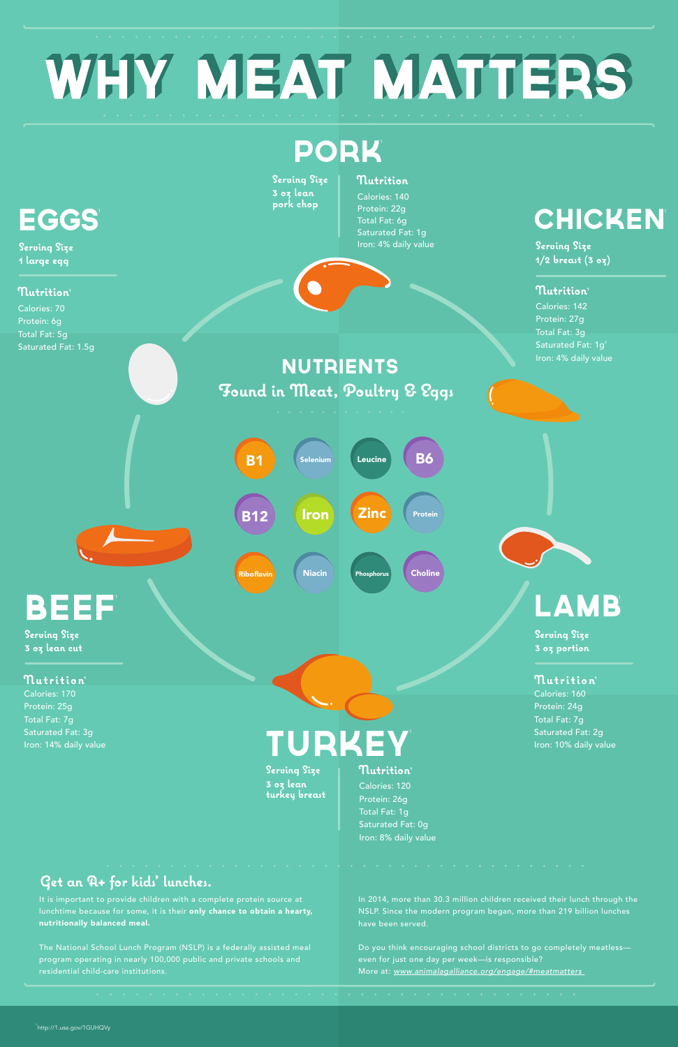# WHY MEAT MATTERS

## PORK[1]

Serving Size
3 oz lean pork chop

Nutrition

Calories: 140
Protein: 22g
Total Fat: 6g
Saturated Fat: 1g
Iron: 4% daily value

## EGGS[1]

Serving Size
1 large egg

Nutrition[1]

Calories: 70
Protein: 6g
Total Fat: 5g
Saturated Fat: 1.5g

## CHICKEN[1]

Serving Size
1/2 breast (3 oz)

Nutrition[1]

Calories: 142
Protein: 27g
Total Fat: 3g
Saturated Fat: 1g[2]
Iron: 4% daily value

## NUTRIENTS

### Found in Meat, Poultry & Eggs

B1, Selenium, Leucine, B6, B12, Iron, Zinc, Protein, Riboflavin, Niacin, Phosphorus, Choline

## BEEF[1]

Serving Size
3 oz lean cut

Nutrition[1]

Calories: 170
Protein: 25g
Total Fat: 7g
Saturated Fat: 3g
Iron: 14% daily value

## LAMB[1]

Serving Size
3 oz portion

Nutrition[1]

Calories: 160
Protein: 24g
Total Fat: 7g
Saturated Fat: 2g
Iron: 10% daily value

## TURKEY[1]

Serving Size
3 oz lean turkey breast

Nutrition[1]

Calories: 120
Protein: 26g
Total Fat: 1g
Saturated Fat: 0g
Iron: 8% daily value

## Get an A+ for kids' lunches.

It is important to provide children with a complete protein source at lunchtime because for some, it is their **only chance to obtain a hearty, nutritionally balanced meal.**

The National School Lunch Program (NSLP) is a federally assisted meal program operating in nearly 100,000 public and private schools and residential child-care institutions.

In 2014, more than 30.3 million children received their lunch through the NSLP. Since the modern program began, more than 219 billion lunches have been served.

Do you think encouraging school districts to go completely meatless—even for just one day per week—is responsible?
More at: www.animalagalliance.org/engage/#meatmatters

[1] http://1.usa.gov/1GUHQVy